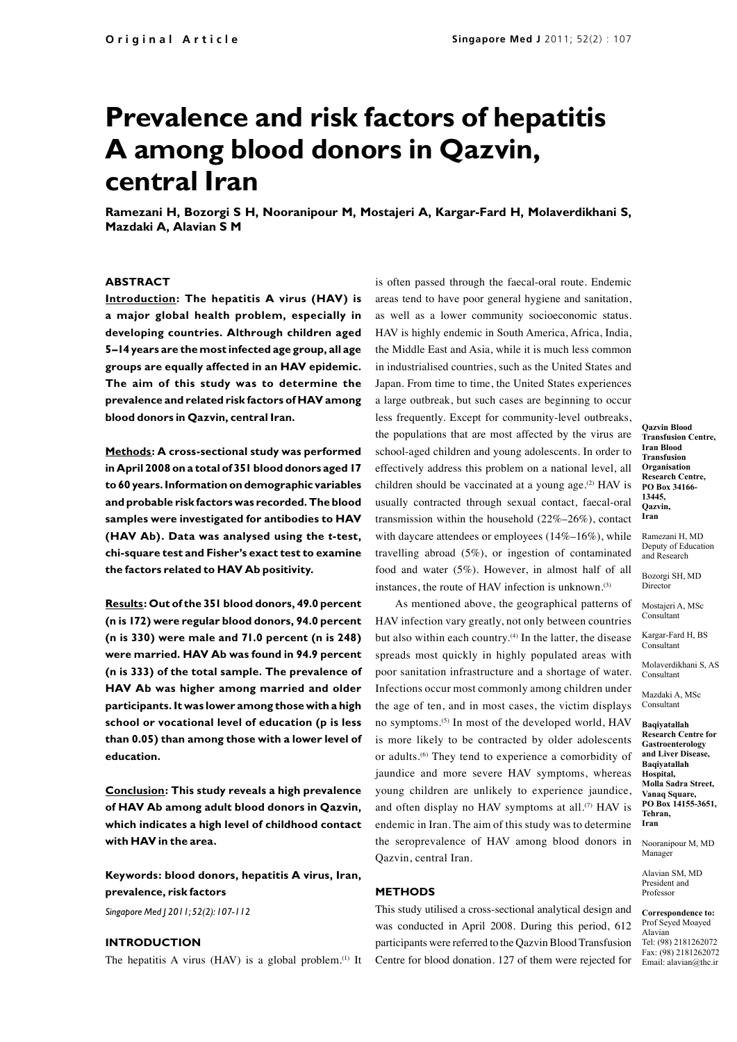# Prevalence and risk factors of hepatitis A among blood donors in Qazvin, central Iran

**Ramezani H, Bozorgi S H, Nooranipour M, Mostajeri A, Kargar-Fard H, Molaverdikhani S, Mazdaki A, Alavian S M**

### ABSTRACT

**Introduction: The hepatitis A virus (HAV) is a major global health problem, especially in developing countries. Althrough children aged 5–14 years are the most infected age group, all age groups are equally affected in an HAV epidemic. The aim of this study was to determine the prevalence and related risk factors of HAV among blood donors in Qazvin, central Iran.**

**Methods: A cross-sectional study was performed in April 2008 on a total of 351 blood donors aged 17 to 60 years. Information on demographic variables and probable risk factors was recorded. The blood samples were investigated for antibodies to HAV (HAV Ab). Data was analysed using the t-test, chi-square test and Fisher's exact test to examine the factors related to HAV Ab positivity.**

**Results: Out of the 351 blood donors, 49.0 percent (n is 172) were regular blood donors, 94.0 percent (n is 330) were male and 71.0 percent (n is 248) were married. HAV Ab was found in 94.9 percent (n is 333) of the total sample. The prevalence of HAV Ab was higher among married and older participants. It was lower among those with a high school or vocational level of education (p is less than 0.05) than among those with a lower level of education.**

**Conclusion: This study reveals a high prevalence of HAV Ab among adult blood donors in Qazvin, which indicates a high level of childhood contact with HAV in the area.**

**Keywords: blood donors, hepatitis A virus, Iran, prevalence, risk factors**

*Singapore Med J 2011; 52(2): 107-112*

### INTRODUCTION

The hepatitis A virus (HAV) is a global problem.[1] It is often passed through the faecal-oral route. Endemic areas tend to have poor general hygiene and sanitation, as well as a lower community socioeconomic status. HAV is highly endemic in South America, Africa, India, the Middle East and Asia, while it is much less common in industrialised countries, such as the United States and Japan. From time to time, the United States experiences a large outbreak, but such cases are beginning to occur less frequently. Except for community-level outbreaks, the populations that are most affected by the virus are school-aged children and young adolescents. In order to effectively address this problem on a national level, all children should be vaccinated at a young age.[2] HAV is usually contracted through sexual contact, faecal-oral transmission within the household (22%–26%), contact with daycare attendees or employees (14%–16%), while travelling abroad (5%), or ingestion of contaminated food and water (5%). However, in almost half of all instances, the route of HAV infection is unknown.[3]

As mentioned above, the geographical patterns of HAV infection vary greatly, not only between countries but also within each country.[4] In the latter, the disease spreads most quickly in highly populated areas with poor sanitation infrastructure and a shortage of water. Infections occur most commonly among children under the age of ten, and in most cases, the victim displays no symptoms.[5] In most of the developed world, HAV is more likely to be contracted by older adolescents or adults.[6] They tend to experience a comorbidity of jaundice and more severe HAV symptoms, whereas young children are unlikely to experience jaundice, and often display no HAV symptoms at all.[7] HAV is endemic in Iran. The aim of this study was to determine the seroprevalence of HAV among blood donors in Qazvin, central Iran.

### METHODS

This study utilised a cross-sectional analytical design and was conducted in April 2008. During this period, 612 participants were referred to the Qazvin Blood Transfusion Centre for blood donation. 127 of them were rejected for

**Qazvin Blood Transfusion Centre, Iran Blood Transfusion Organisation Research Centre, PO Box 34166-13445, Qazvin, Iran**

Ramezani H, MD
Deputy of Education and Research

Bozorgi SH, MD
Director

Mostajeri A, MSc
Consultant

Kargar-Fard H, BS
Consultant

Molaverdikhani S, AS
Consultant

Mazdaki A, MSc
Consultant

**Baqiyatallah Research Centre for Gastroenterology and Liver Disease, Baqiyatallah Hospital, Molla Sadra Street, Vanaq Square, PO Box 14155-3651, Tehran, Iran**

Nooranipour M, MD
Manager

Alavian SM, MD
President and Professor

**Correspondence to:**
Prof Seyed Moayed Alavian
Tel: (98) 2181262072
Fax: (98) 2181262072
Email: alavian@thc.ir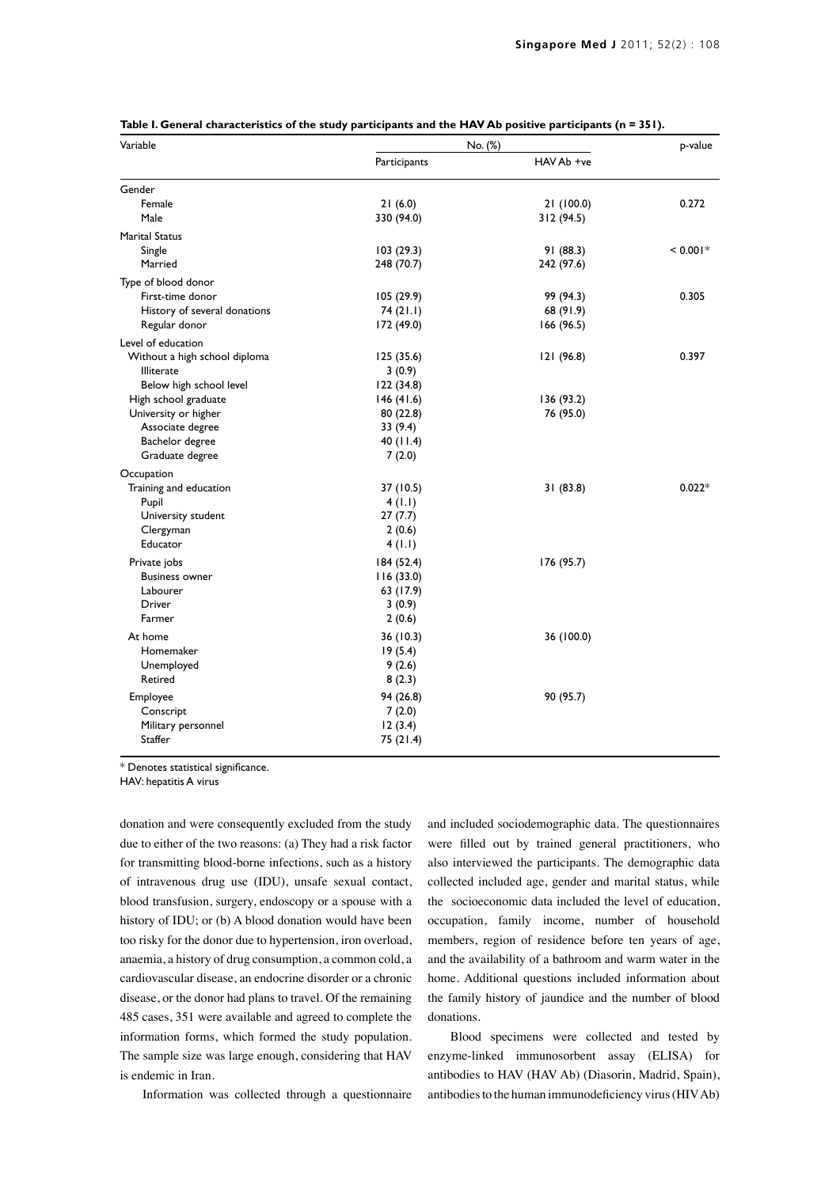**Table I. General characteristics of the study participants and the HAV Ab positive participants (n = 351).**

| Variable | No. (%) | | p-value |
|---|---|---|---|
| | Participants | HAV Ab +ve | |
| Gender | | | |
| Female | 21 (6.0) | 21 (100.0) | 0.272 |
| Male | 330 (94.0) | 312 (94.5) | |
| Marital Status | | | |
| Single | 103 (29.3) | 91 (88.3) | < 0.001* |
| Married | 248 (70.7) | 242 (97.6) | |
| Type of blood donor | | | |
| First-time donor | 105 (29.9) | 99 (94.3) | 0.305 |
| History of several donations | 74 (21.1) | 68 (91.9) | |
| Regular donor | 172 (49.0) | 166 (96.5) | |
| Level of education | | | |
| Without a high school diploma | 125 (35.6) | 121 (96.8) | 0.397 |
| Illiterate | 3 (0.9) | | |
| Below high school level | 122 (34.8) | | |
| High school graduate | 146 (41.6) | 136 (93.2) | |
| University or higher | 80 (22.8) | 76 (95.0) | |
| Associate degree | 33 (9.4) | | |
| Bachelor degree | 40 (11.4) | | |
| Graduate degree | 7 (2.0) | | |
| Occupation | | | |
| Training and education | 37 (10.5) | 31 (83.8) | 0.022* |
| Pupil | 4 (1.1) | | |
| University student | 27 (7.7) | | |
| Clergyman | 2 (0.6) | | |
| Educator | 4 (1.1) | | |
| Private jobs | 184 (52.4) | 176 (95.7) | |
| Business owner | 116 (33.0) | | |
| Labourer | 63 (17.9) | | |
| Driver | 3 (0.9) | | |
| Farmer | 2 (0.6) | | |
| At home | 36 (10.3) | 36 (100.0) | |
| Homemaker | 19 (5.4) | | |
| Unemployed | 9 (2.6) | | |
| Retired | 8 (2.3) | | |
| Employee | 94 (26.8) | 90 (95.7) | |
| Conscript | 7 (2.0) | | |
| Military personnel | 12 (3.4) | | |
| Staffer | 75 (21.4) | | |

\* Denotes statistical significance.

HAV: hepatitis A virus

donation and were consequently excluded from the study due to either of the two reasons: (a) They had a risk factor for transmitting blood-borne infections, such as a history of intravenous drug use (IDU), unsafe sexual contact, blood transfusion, surgery, endoscopy or a spouse with a history of IDU; or (b) A blood donation would have been too risky for the donor due to hypertension, iron overload, anaemia, a history of drug consumption, a common cold, a cardiovascular disease, an endocrine disorder or a chronic disease, or the donor had plans to travel. Of the remaining 485 cases, 351 were available and agreed to complete the information forms, which formed the study population. The sample size was large enough, considering that HAV is endemic in Iran.

Information was collected through a questionnaire and included sociodemographic data. The questionnaires were filled out by trained general practitioners, who also interviewed the participants. The demographic data collected included age, gender and marital status, while the socioeconomic data included the level of education, occupation, family income, number of household members, region of residence before ten years of age, and the availability of a bathroom and warm water in the home. Additional questions included information about the family history of jaundice and the number of blood donations.

Blood specimens were collected and tested by enzyme-linked immunosorbent assay (ELISA) for antibodies to HAV (HAV Ab) (Diasorin, Madrid, Spain), antibodies to the human immunodeficiency virus (HIV Ab)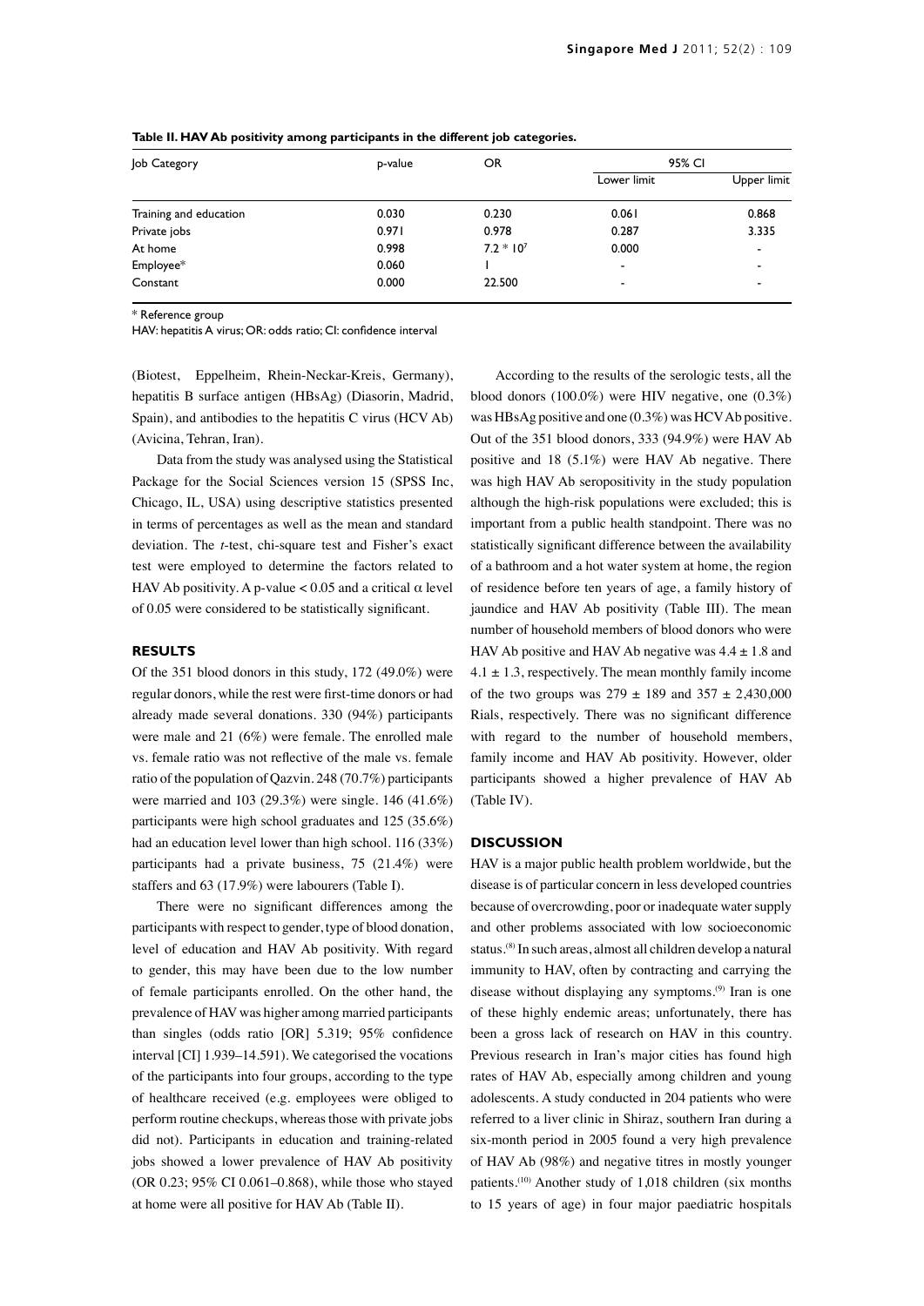**Table II. HAV Ab positivity among participants in the different job categories.**

| Job Category | p-value | OR | 95% CI | |
|---|---|---|---|---|
| | | | Lower limit | Upper limit |
| Training and education | 0.030 | 0.230 | 0.061 | 0.868 |
| Private jobs | 0.971 | 0.978 | 0.287 | 3.335 |
| At home | 0.998 | $7.2 * 10^7$ | 0.000 | - |
| Employee* | 0.060 | 1 | - | - |
| Constant | 0.000 | 22.500 | - | - |

\* Reference group

HAV: hepatitis A virus; OR: odds ratio; CI: confidence interval

(Biotest, Eppelheim, Rhein-Neckar-Kreis, Germany), hepatitis B surface antigen (HBsAg) (Diasorin, Madrid, Spain), and antibodies to the hepatitis C virus (HCV Ab) (Avicina, Tehran, Iran).

Data from the study was analysed using the Statistical Package for the Social Sciences version 15 (SPSS Inc, Chicago, IL, USA) using descriptive statistics presented in terms of percentages as well as the mean and standard deviation. The *t*-test, chi-square test and Fisher's exact test were employed to determine the factors related to HAV Ab positivity. A p-value $< 0.05$ and a critical $\alpha$ level of 0.05 were considered to be statistically significant.

## RESULTS

Of the 351 blood donors in this study, 172 (49.0%) were regular donors, while the rest were first-time donors or had already made several donations. 330 (94%) participants were male and 21 (6%) were female. The enrolled male vs. female ratio was not reflective of the male vs. female ratio of the population of Qazvin. 248 (70.7%) participants were married and 103 (29.3%) were single. 146 (41.6%) participants were high school graduates and 125 (35.6%) had an education level lower than high school. 116 (33%) participants had a private business, 75 (21.4%) were staffers and 63 (17.9%) were labourers (Table I).

There were no significant differences among the participants with respect to gender, type of blood donation, level of education and HAV Ab positivity. With regard to gender, this may have been due to the low number of female participants enrolled. On the other hand, the prevalence of HAV was higher among married participants than singles (odds ratio [OR] 5.319; 95% confidence interval [CI] 1.939–14.591). We categorised the vocations of the participants into four groups, according to the type of healthcare received (e.g. employees were obliged to perform routine checkups, whereas those with private jobs did not). Participants in education and training-related jobs showed a lower prevalence of HAV Ab positivity (OR 0.23; 95% CI 0.061–0.868), while those who stayed at home were all positive for HAV Ab (Table II).

According to the results of the serologic tests, all the blood donors (100.0%) were HIV negative, one (0.3%) was HBsAg positive and one (0.3%) was HCV Ab positive. Out of the 351 blood donors, 333 (94.9%) were HAV Ab positive and 18 (5.1%) were HAV Ab negative. There was high HAV Ab seropositivity in the study population although the high-risk populations were excluded; this is important from a public health standpoint. There was no statistically significant difference between the availability of a bathroom and a hot water system at home, the region of residence before ten years of age, a family history of jaundice and HAV Ab positivity (Table III). The mean number of household members of blood donors who were HAV Ab positive and HAV Ab negative was $4.4 \pm 1.8$ and $4.1 \pm 1.3$, respectively. The mean monthly family income of the two groups was $279 \pm 189$ and $357 \pm 2,430,000$ Rials, respectively. There was no significant difference with regard to the number of household members, family income and HAV Ab positivity. However, older participants showed a higher prevalence of HAV Ab (Table IV).

## DISCUSSION

HAV is a major public health problem worldwide, but the disease is of particular concern in less developed countries because of overcrowding, poor or inadequate water supply and other problems associated with low socioeconomic status.[8] In such areas, almost all children develop a natural immunity to HAV, often by contracting and carrying the disease without displaying any symptoms.[9] Iran is one of these highly endemic areas; unfortunately, there has been a gross lack of research on HAV in this country. Previous research in Iran's major cities has found high rates of HAV Ab, especially among children and young adolescents. A study conducted in 204 patients who were referred to a liver clinic in Shiraz, southern Iran during a six-month period in 2005 found a very high prevalence of HAV Ab (98%) and negative titres in mostly younger patients.[10] Another study of 1,018 children (six months to 15 years of age) in four major paediatric hospitals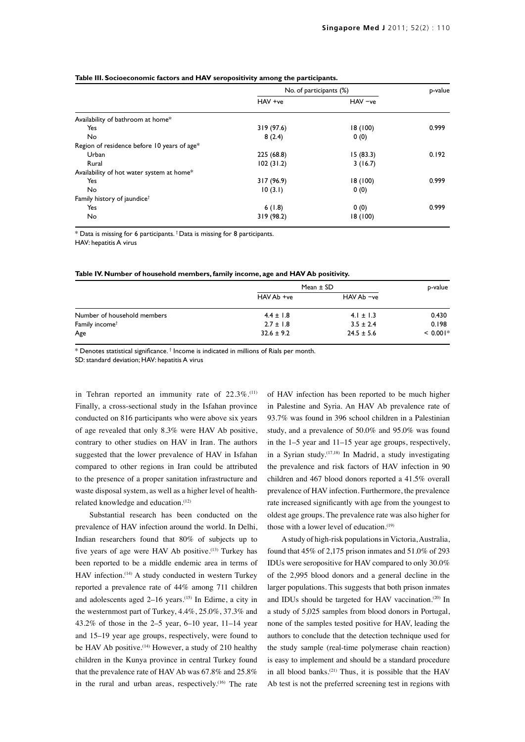**Table III. Socioeconomic factors and HAV seropositivity among the participants.**

| | No. of participants (%) | | p-value |
|---|---|---|---|
| | HAV +ve | HAV −ve | |
| Availability of bathroom at home* | | | |
| Yes | 319 (97.6) | 18 (100) | 0.999 |
| No | 8 (2.4) | 0 (0) | |
| Region of residence before 10 years of age* | | | |
| Urban | 225 (68.8) | 15 (83.3) | 0.192 |
| Rural | 102 (31.2) | 3 (16.7) | |
| Availability of hot water system at home* | | | |
| Yes | 317 (96.9) | 18 (100) | 0.999 |
| No | 10 (3.1) | 0 (0) | |
| Family history of jaundice† | | | |
| Yes | 6 (1.8) | 0 (0) | 0.999 |
| No | 319 (98.2) | 18 (100) | |

* Data is missing for 6 participants. † Data is missing for 8 participants.
HAV: hepatitis A virus

**Table IV. Number of household members, family income, age and HAV Ab positivity.**

| | Mean ± SD | | p-value |
|---|---|---|---|
| | HAV Ab +ve | HAV Ab −ve | |
| Number of household members | 4.4 ± 1.8 | 4.1 ± 1.3 | 0.430 |
| Family income† | 2.7 ± 1.8 | 3.5 ± 2.4 | 0.198 |
| Age | 32.6 ± 9.2 | 24.5 ± 5.6 | < 0.001* |

* Denotes statistical significance. † Income is indicated in millions of Rials per month.
SD: standard deviation; HAV: hepatitis A virus

in Tehran reported an immunity rate of 22.3%.[11] Finally, a cross-sectional study in the Isfahan province conducted on 816 participants who were above six years of age revealed that only 8.3% were HAV Ab positive, contrary to other studies on HAV in Iran. The authors suggested that the lower prevalence of HAV in Isfahan compared to other regions in Iran could be attributed to the presence of a proper sanitation infrastructure and waste disposal system, as well as a higher level of health-related knowledge and education.[12]

Substantial research has been conducted on the prevalence of HAV infection around the world. In Delhi, Indian researchers found that 80% of subjects up to five years of age were HAV Ab positive.[13] Turkey has been reported to be a middle endemic area in terms of HAV infection.[14] A study conducted in western Turkey reported a prevalence rate of 44% among 711 children and adolescents aged 2–16 years.[15] In Edirne, a city in the westernmost part of Turkey, 4.4%, 25.0%, 37.3% and 43.2% of those in the 2–5 year, 6–10 year, 11–14 year and 15–19 year age groups, respectively, were found to be HAV Ab positive.[14] However, a study of 210 healthy children in the Kunya province in central Turkey found that the prevalence rate of HAV Ab was 67.8% and 25.8% in the rural and urban areas, respectively.[16] The rate of HAV infection has been reported to be much higher in Palestine and Syria. An HAV Ab prevalence rate of 93.7% was found in 396 school children in a Palestinian study, and a prevalence of 50.0% and 95.0% was found in the 1–5 year and 11–15 year age groups, respectively, in a Syrian study.[17,18] In Madrid, a study investigating the prevalence and risk factors of HAV infection in 90 children and 467 blood donors reported a 41.5% overall prevalence of HAV infection. Furthermore, the prevalence rate increased significantly with age from the youngest to oldest age groups. The prevalence rate was also higher for those with a lower level of education.[19]

A study of high-risk populations in Victoria, Australia, found that 45% of 2,175 prison inmates and 51.0% of 293 IDUs were seropositive for HAV compared to only 30.0% of the 2,995 blood donors and a general decline in the larger populations. This suggests that both prison inmates and IDUs should be targeted for HAV vaccination.[20] In a study of 5,025 samples from blood donors in Portugal, none of the samples tested positive for HAV, leading the authors to conclude that the detection technique used for the study sample (real-time polymerase chain reaction) is easy to implement and should be a standard procedure in all blood banks.[21] Thus, it is possible that the HAV Ab test is not the preferred screening test in regions with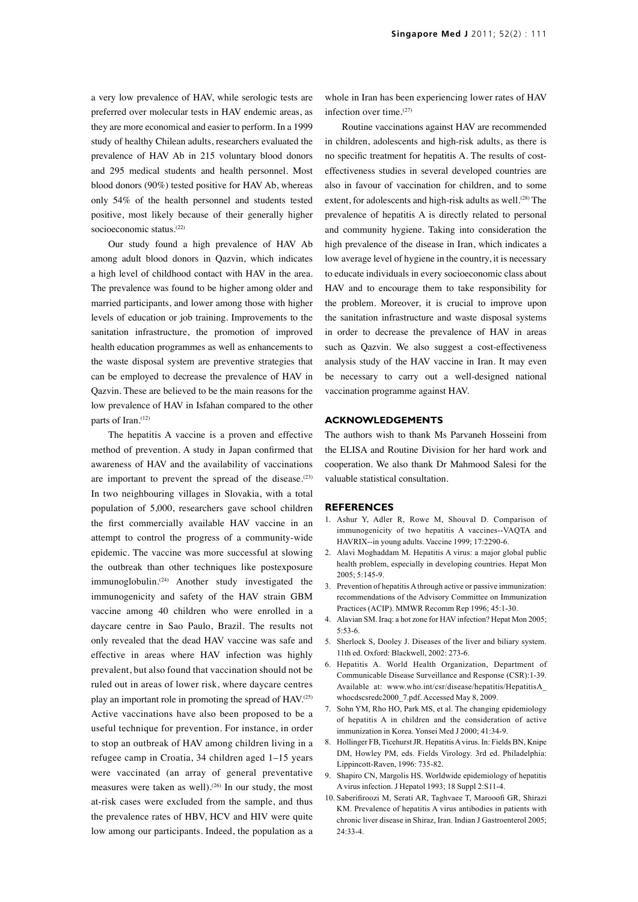a very low prevalence of HAV, while serologic tests are preferred over molecular tests in HAV endemic areas, as they are more economical and easier to perform. In a 1999 study of healthy Chilean adults, researchers evaluated the prevalence of HAV Ab in 215 voluntary blood donors and 295 medical students and health personnel. Most blood donors (90%) tested positive for HAV Ab, whereas only 54% of the health personnel and students tested positive, most likely because of their generally higher socioeconomic status.[22]

Our study found a high prevalence of HAV Ab among adult blood donors in Qazvin, which indicates a high level of childhood contact with HAV in the area. The prevalence was found to be higher among older and married participants, and lower among those with higher levels of education or job training. Improvements to the sanitation infrastructure, the promotion of improved health education programmes as well as enhancements to the waste disposal system are preventive strategies that can be employed to decrease the prevalence of HAV in Qazvin. These are believed to be the main reasons for the low prevalence of HAV in Isfahan compared to the other parts of Iran.[12]

The hepatitis A vaccine is a proven and effective method of prevention. A study in Japan confirmed that awareness of HAV and the availability of vaccinations are important to prevent the spread of the disease.[23] In two neighbouring villages in Slovakia, with a total population of 5,000, researchers gave school children the first commercially available HAV vaccine in an attempt to control the progress of a community-wide epidemic. The vaccine was more successful at slowing the outbreak than other techniques like postexposure immunoglobulin.[24] Another study investigated the immunogenicity and safety of the HAV strain GBM vaccine among 40 children who were enrolled in a daycare centre in Sao Paulo, Brazil. The results not only revealed that the dead HAV vaccine was safe and effective in areas where HAV infection was highly prevalent, but also found that vaccination should not be ruled out in areas of lower risk, where daycare centres play an important role in promoting the spread of HAV.[25] Active vaccinations have also been proposed to be a useful technique for prevention. For instance, in order to stop an outbreak of HAV among children living in a refugee camp in Croatia, 34 children aged 1–15 years were vaccinated (an array of general preventative measures were taken as well).[26] In our study, the most at-risk cases were excluded from the sample, and thus the prevalence rates of HBV, HCV and HIV were quite low among our participants. Indeed, the population as a whole in Iran has been experiencing lower rates of HAV infection over time.[27]

Routine vaccinations against HAV are recommended in children, adolescents and high-risk adults, as there is no specific treatment for hepatitis A. The results of cost-effectiveness studies in several developed countries are also in favour of vaccination for children, and to some extent, for adolescents and high-risk adults as well.[28] The prevalence of hepatitis A is directly related to personal and community hygiene. Taking into consideration the high prevalence of the disease in Iran, which indicates a low average level of hygiene in the country, it is necessary to educate individuals in every socioeconomic class about HAV and to encourage them to take responsibility for the problem. Moreover, it is crucial to improve upon the sanitation infrastructure and waste disposal systems in order to decrease the prevalence of HAV in areas such as Qazvin. We also suggest a cost-effectiveness analysis study of the HAV vaccine in Iran. It may even be necessary to carry out a well-designed national vaccination programme against HAV.

## ACKNOWLEDGEMENTS

The authors wish to thank Ms Parvaneh Hosseini from the ELISA and Routine Division for her hard work and cooperation. We also thank Dr Mahmood Salesi for the valuable statistical consultation.

## REFERENCES

1. Ashur Y, Adler R, Rowe M, Shouval D. Comparison of immunogenicity of two hepatitis A vaccines--VAQTA and HAVRIX--in young adults. Vaccine 1999; 17:2290-6.
2. Alavi Moghaddam M. Hepatitis A virus: a major global public health problem, especially in developing countries. Hepat Mon 2005; 5:145-9.
3. Prevention of hepatitis A through active or passive immunization: recommendations of the Advisory Committee on Immunization Practices (ACIP). MMWR Recomm Rep 1996; 45:1-30.
4. Alavian SM. Iraq: a hot zone for HAV infection? Hepat Mon 2005; 5:53-6.
5. Sherlock S, Dooley J. Diseases of the liver and biliary system. 11th ed. Oxford: Blackwell, 2002: 273-6.
6. Hepatitis A. World Health Organization, Department of Communicable Disease Surveillance and Response (CSR):1-39. Available at: www.who.int/csr/disease/hepatitis/HepatitisA_whocdscsredc2000_7.pdf. Accessed May 8, 2009.
7. Sohn YM, Rho HO, Park MS, et al. The changing epidemiology of hepatitis A in children and the consideration of active immunization in Korea. Yonsei Med J 2000; 41:34-9.
8. Hollinger FB, Ticehurst JR. Hepatitis A virus. In: Fields BN, Knipe DM, Howley PM, eds. Fields Virology. 3rd ed. Philadelphia: Lippincott-Raven, 1996: 735-82.
9. Shapiro CN, Margolis HS. Worldwide epidemiology of hepatitis A virus infection. J Hepatol 1993; 18 Suppl 2:S11-4.
10. Saberifiroozi M, Serati AR, Taghvaee T, Marooofi GR, Shirazi KM. Prevalence of hepatitis A virus antibodies in patients with chronic liver disease in Shiraz, Iran. Indian J Gastroenterol 2005; 24:33-4.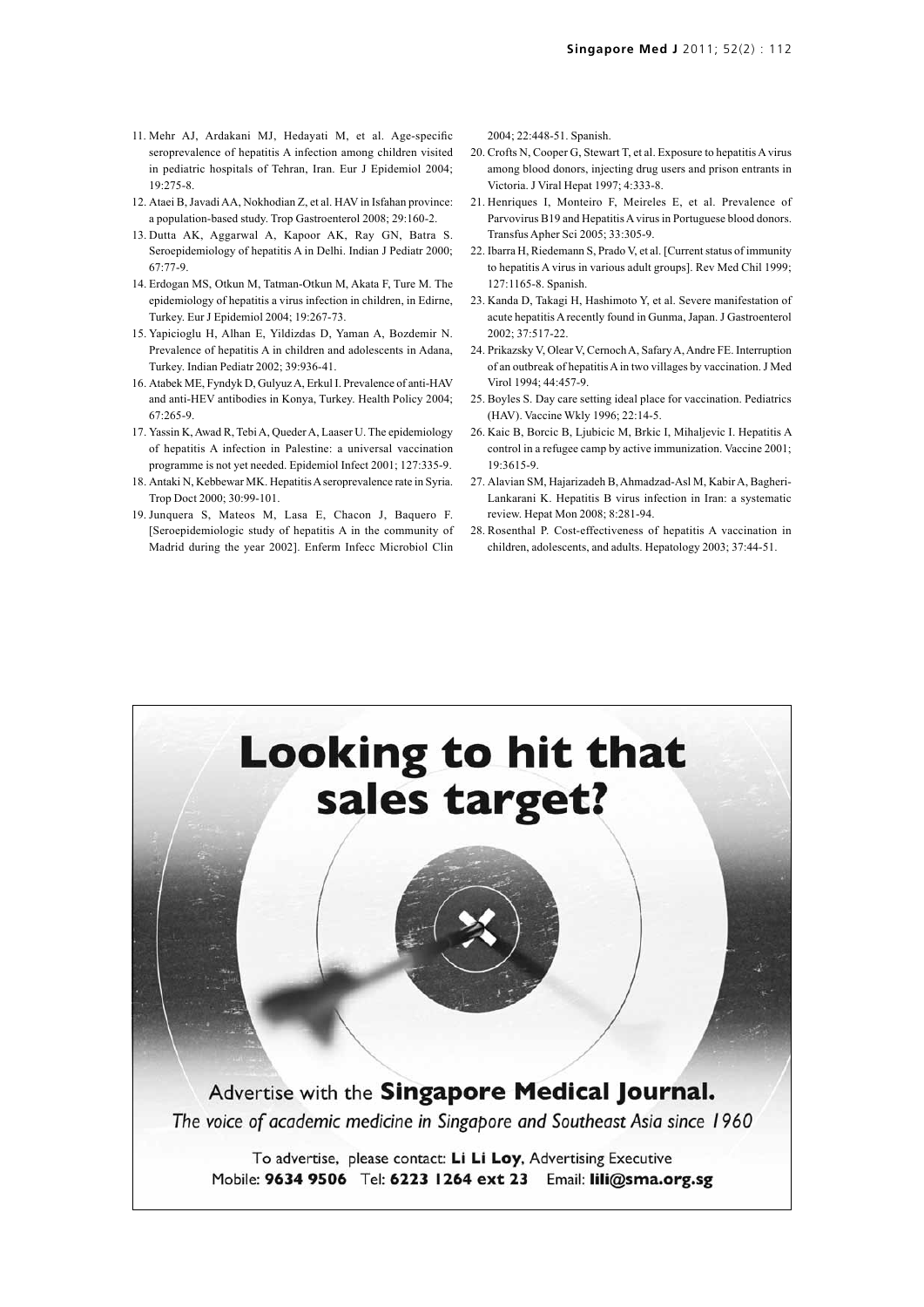11. Mehr AJ, Ardakani MJ, Hedayati M, et al. Age-specific seroprevalence of hepatitis A infection among children visited in pediatric hospitals of Tehran, Iran. Eur J Epidemiol 2004; 19:275-8.
12. Ataei B, Javadi AA, Nokhodian Z, et al. HAV in Isfahan province: a population-based study. Trop Gastroenterol 2008; 29:160-2.
13. Dutta AK, Aggarwal A, Kapoor AK, Ray GN, Batra S. Seroepidemiology of hepatitis A in Delhi. Indian J Pediatr 2000; 67:77-9.
14. Erdogan MS, Otkun M, Tatman-Otkun M, Akata F, Ture M. The epidemiology of hepatitis a virus infection in children, in Edirne, Turkey. Eur J Epidemiol 2004; 19:267-73.
15. Yapicioglu H, Alhan E, Yildizdas D, Yaman A, Bozdemir N. Prevalence of hepatitis A in children and adolescents in Adana, Turkey. Indian Pediatr 2002; 39:936-41.
16. Atabek ME, Fyndyk D, Gulyuz A, Erkul I. Prevalence of anti-HAV and anti-HEV antibodies in Konya, Turkey. Health Policy 2004; 67:265-9.
17. Yassin K, Awad R, Tebi A, Queder A, Laaser U. The epidemiology of hepatitis A infection in Palestine: a universal vaccination programme is not yet needed. Epidemiol Infect 2001; 127:335-9.
18. Antaki N, Kebbewar MK. Hepatitis A seroprevalence rate in Syria. Trop Doct 2000; 30:99-101.
19. Junquera S, Mateos M, Lasa E, Chacon J, Baquero F. [Seroepidemiologic study of hepatitis A in the community of Madrid during the year 2002]. Enferm Infecc Microbiol Clin 2004; 22:448-51. Spanish.
20. Crofts N, Cooper G, Stewart T, et al. Exposure to hepatitis A virus among blood donors, injecting drug users and prison entrants in Victoria. J Viral Hepat 1997; 4:333-8.
21. Henriques I, Monteiro F, Meireles E, et al. Prevalence of Parvovirus B19 and Hepatitis A virus in Portuguese blood donors. Transfus Apher Sci 2005; 33:305-9.
22. Ibarra H, Riedemann S, Prado V, et al. [Current status of immunity to hepatitis A virus in various adult groups]. Rev Med Chil 1999; 127:1165-8. Spanish.
23. Kanda D, Takagi H, Hashimoto Y, et al. Severe manifestation of acute hepatitis A recently found in Gunma, Japan. J Gastroenterol 2002; 37:517-22.
24. Prikazsky V, Olear V, Cernoch A, Safary A, Andre FE. Interruption of an outbreak of hepatitis A in two villages by vaccination. J Med Virol 1994; 44:457-9.
25. Boyles S. Day care setting ideal place for vaccination. Pediatrics (HAV). Vaccine Wkly 1996; 22:14-5.
26. Kaic B, Borcic B, Ljubicic M, Brkic I, Mihaljevic I. Hepatitis A control in a refugee camp by active immunization. Vaccine 2001; 19:3615-9.
27. Alavian SM, Hajarizadeh B, Ahmadzad-Asl M, Kabir A, Bagheri-Lankarani K. Hepatitis B virus infection in Iran: a systematic review. Hepat Mon 2008; 8:281-94.
28. Rosenthal P. Cost-effectiveness of hepatitis A vaccination in children, adolescents, and adults. Hepatology 2003; 37:44-51.

**Looking to hit that sales target?**

Advertise with the **Singapore Medical Journal.**

*The voice of academic medicine in Singapore and Southeast Asia since 1960*

To advertise, please contact: **Li Li Loy**, Advertising Executive
Mobile: **9634 9506** Tel: **6223 1264 ext 23** Email: **lili@sma.org.sg**